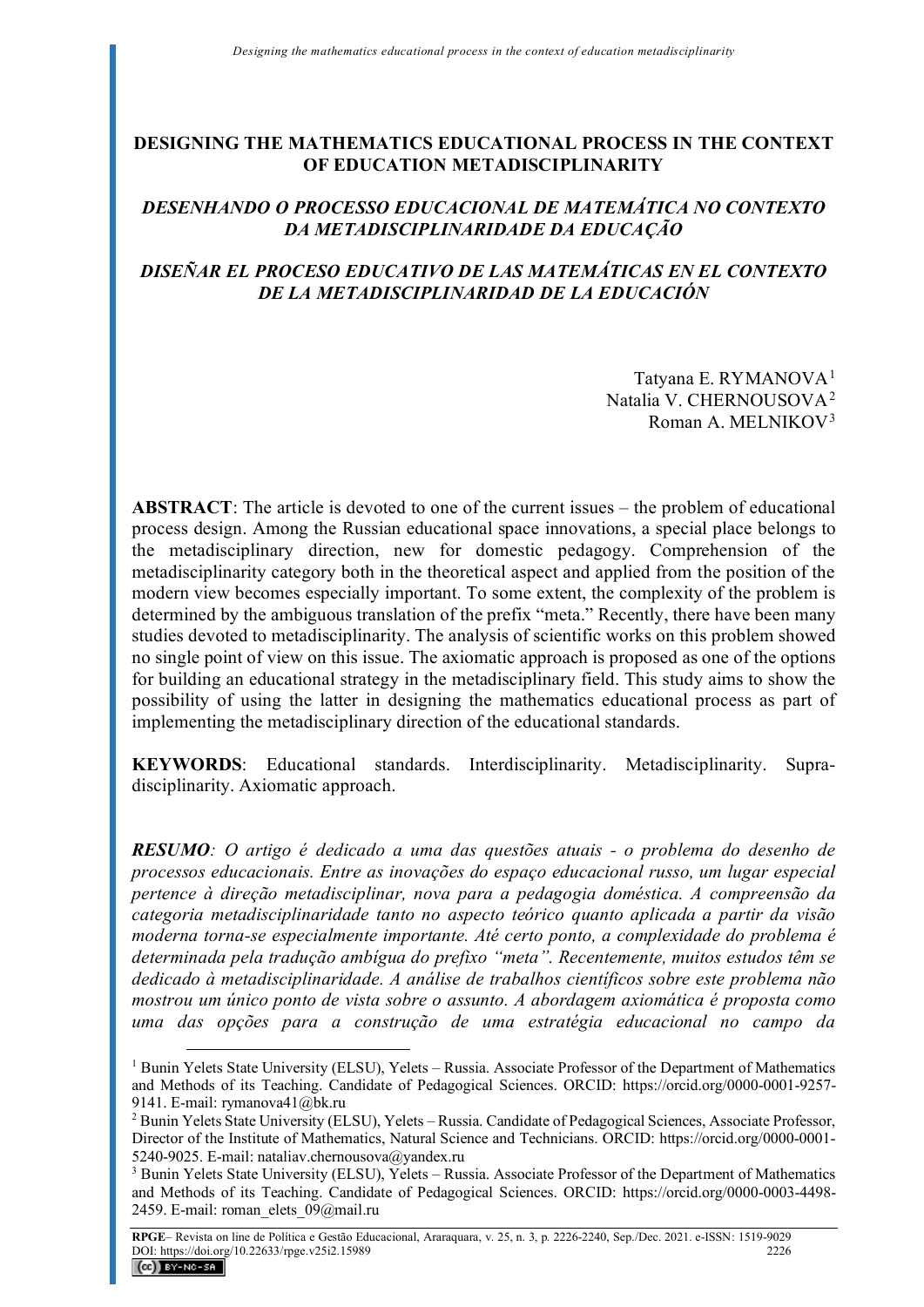# DESIGNING THE MATHEMATICS EDUCATIONAL PROCESS IN THE CONTEXT OF EDUCATION METADISCIPLINARITY

## *DESENHANDO O PROCESSO EDUCACIONAL DE MATEMÁTICA NO CONTEXTO DA METADISCIPLINARIDADE DA EDUCAÇÃO*

## *DISEÑAR EL PROCESO EDUCATIVO DE LAS MATEMÁTICAS EN EL CONTEXTO DE LA METADISCIPLINARIDAD DE LA EDUCACIÓN*

Tatyana E. RYMANOVA[1]
Natalia V. CHERNOUSOVA[2]
Roman A. MELNIKOV[3]

**ABSTRACT**: The article is devoted to one of the current issues – the problem of educational process design. Among the Russian educational space innovations, a special place belongs to the metadisciplinary direction, new for domestic pedagogy. Comprehension of the metadisciplinarity category both in the theoretical aspect and applied from the position of the modern view becomes especially important. To some extent, the complexity of the problem is determined by the ambiguous translation of the prefix "meta." Recently, there have been many studies devoted to metadisciplinarity. The analysis of scientific works on this problem showed no single point of view on this issue. The axiomatic approach is proposed as one of the options for building an educational strategy in the metadisciplinary field. This study aims to show the possibility of using the latter in designing the mathematics educational process as part of implementing the metadisciplinary direction of the educational standards.

**KEYWORDS**: Educational standards. Interdisciplinarity. Metadisciplinarity. Supra-disciplinarity. Axiomatic approach.

***RESUMO****: O artigo é dedicado a uma das questões atuais - o problema do desenho de processos educacionais. Entre as inovações do espaço educacional russo, um lugar especial pertence à direção metadisciplinar, nova para a pedagogia doméstica. A compreensão da categoria metadisciplinaridade tanto no aspecto teórico quanto aplicada a partir da visão moderna torna-se especialmente importante. Até certo ponto, a complexidade do problema é determinada pela tradução ambígua do prefixo "meta". Recentemente, muitos estudos têm se dedicado à metadisciplinaridade. A análise de trabalhos científicos sobre este problema não mostrou um único ponto de vista sobre o assunto. A abordagem axiomática é proposta como uma das opções para a construção de uma estratégia educacional no campo da*

---

[1] Bunin Yelets State University (ELSU), Yelets – Russia. Associate Professor of the Department of Mathematics and Methods of its Teaching. Candidate of Pedagogical Sciences. ORCID: https://orcid.org/0000-0001-9257-9141. E-mail: rymanova41@bk.ru

[2] Bunin Yelets State University (ELSU), Yelets – Russia. Candidate of Pedagogical Sciences, Associate Professor, Director of the Institute of Mathematics, Natural Science and Technicians. ORCID: https://orcid.org/0000-0001-5240-9025. E-mail: nataliav.chernousova@yandex.ru

[3] Bunin Yelets State University (ELSU), Yelets – Russia. Associate Professor of the Department of Mathematics and Methods of its Teaching. Candidate of Pedagogical Sciences. ORCID: https://orcid.org/0000-0003-4498-2459. E-mail: roman_elets_09@mail.ru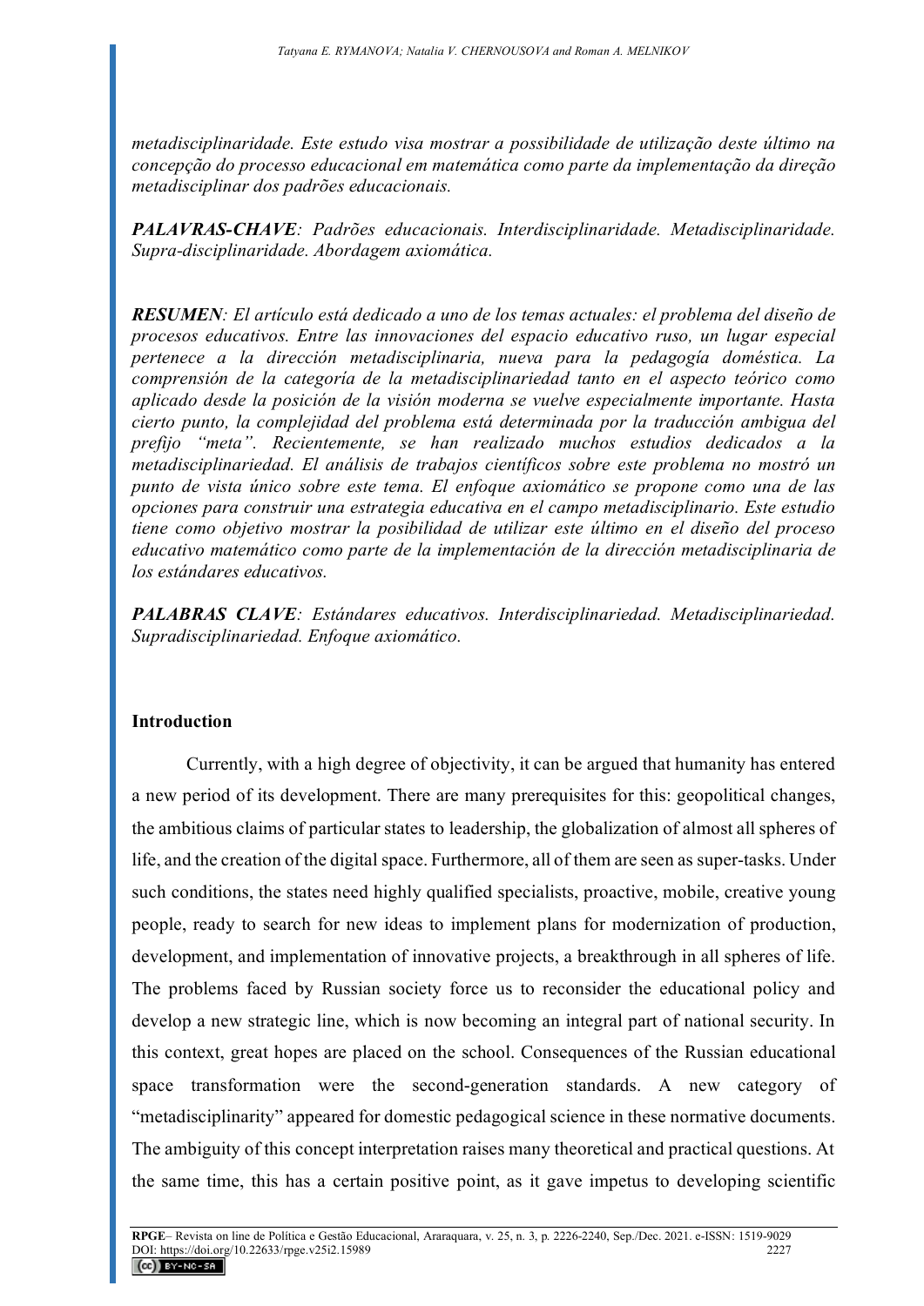*metadisciplinaridade. Este estudo visa mostrar a possibilidade de utilização deste último na concepção do processo educacional em matemática como parte da implementação da direção metadisciplinar dos padrões educacionais.*

***PALAVRAS-CHAVE****: Padrões educacionais. Interdisciplinaridade. Metadisciplinaridade. Supra-disciplinaridade. Abordagem axiomática.*

***RESUMEN****: El artículo está dedicado a uno de los temas actuales: el problema del diseño de procesos educativos. Entre las innovaciones del espacio educativo ruso, un lugar especial pertenece a la dirección metadisciplinaria, nueva para la pedagogía doméstica. La comprensión de la categoría de la metadisciplinariedad tanto en el aspecto teórico como aplicado desde la posición de la visión moderna se vuelve especialmente importante. Hasta cierto punto, la complejidad del problema está determinada por la traducción ambigua del prefijo "meta". Recientemente, se han realizado muchos estudios dedicados a la metadisciplinariedad. El análisis de trabajos científicos sobre este problema no mostró un punto de vista único sobre este tema. El enfoque axiomático se propone como una de las opciones para construir una estrategia educativa en el campo metadisciplinario. Este estudio tiene como objetivo mostrar la posibilidad de utilizar este último en el diseño del proceso educativo matemático como parte de la implementación de la dirección metadisciplinaria de los estándares educativos.*

***PALABRAS CLAVE****: Estándares educativos. Interdisciplinariedad. Metadisciplinariedad. Supradisciplinariedad. Enfoque axiomático.*

## Introduction

Currently, with a high degree of objectivity, it can be argued that humanity has entered a new period of its development. There are many prerequisites for this: geopolitical changes, the ambitious claims of particular states to leadership, the globalization of almost all spheres of life, and the creation of the digital space. Furthermore, all of them are seen as super-tasks. Under such conditions, the states need highly qualified specialists, proactive, mobile, creative young people, ready to search for new ideas to implement plans for modernization of production, development, and implementation of innovative projects, a breakthrough in all spheres of life. The problems faced by Russian society force us to reconsider the educational policy and develop a new strategic line, which is now becoming an integral part of national security. In this context, great hopes are placed on the school. Consequences of the Russian educational space transformation were the second-generation standards. A new category of "metadisciplinarity" appeared for domestic pedagogical science in these normative documents. The ambiguity of this concept interpretation raises many theoretical and practical questions. At the same time, this has a certain positive point, as it gave impetus to developing scientific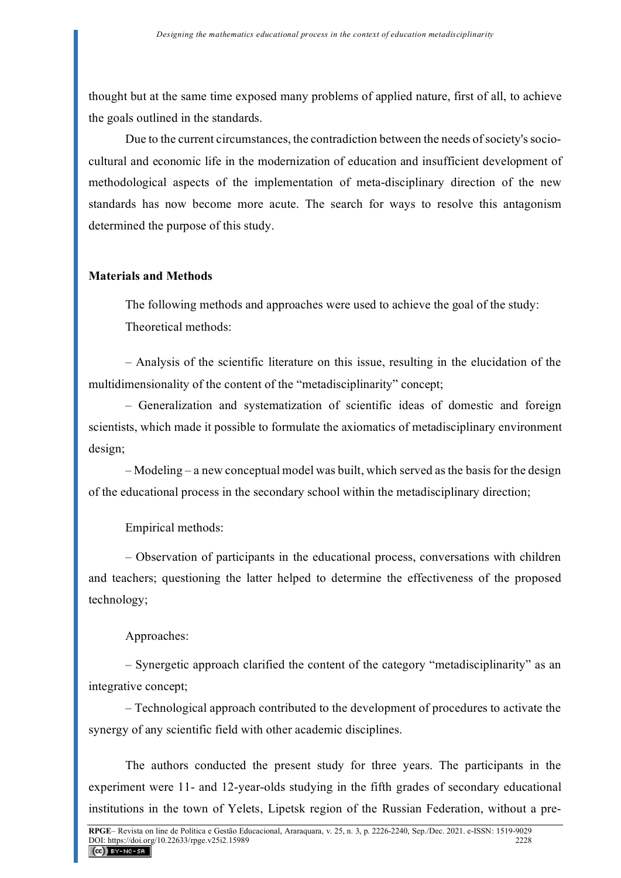thought but at the same time exposed many problems of applied nature, first of all, to achieve the goals outlined in the standards.

Due to the current circumstances, the contradiction between the needs of society's socio-cultural and economic life in the modernization of education and insufficient development of methodological aspects of the implementation of meta-disciplinary direction of the new standards has now become more acute. The search for ways to resolve this antagonism determined the purpose of this study.

## Materials and Methods

The following methods and approaches were used to achieve the goal of the study:

Theoretical methods:

– Analysis of the scientific literature on this issue, resulting in the elucidation of the multidimensionality of the content of the "metadisciplinarity" concept;

– Generalization and systematization of scientific ideas of domestic and foreign scientists, which made it possible to formulate the axiomatics of metadisciplinary environment design;

– Modeling – a new conceptual model was built, which served as the basis for the design of the educational process in the secondary school within the metadisciplinary direction;

Empirical methods:

– Observation of participants in the educational process, conversations with children and teachers; questioning the latter helped to determine the effectiveness of the proposed technology;

Approaches:

– Synergetic approach clarified the content of the category "metadisciplinarity" as an integrative concept;

– Technological approach contributed to the development of procedures to activate the synergy of any scientific field with other academic disciplines.

The authors conducted the present study for three years. The participants in the experiment were 11- and 12-year-olds studying in the fifth grades of secondary educational institutions in the town of Yelets, Lipetsk region of the Russian Federation, without a pre-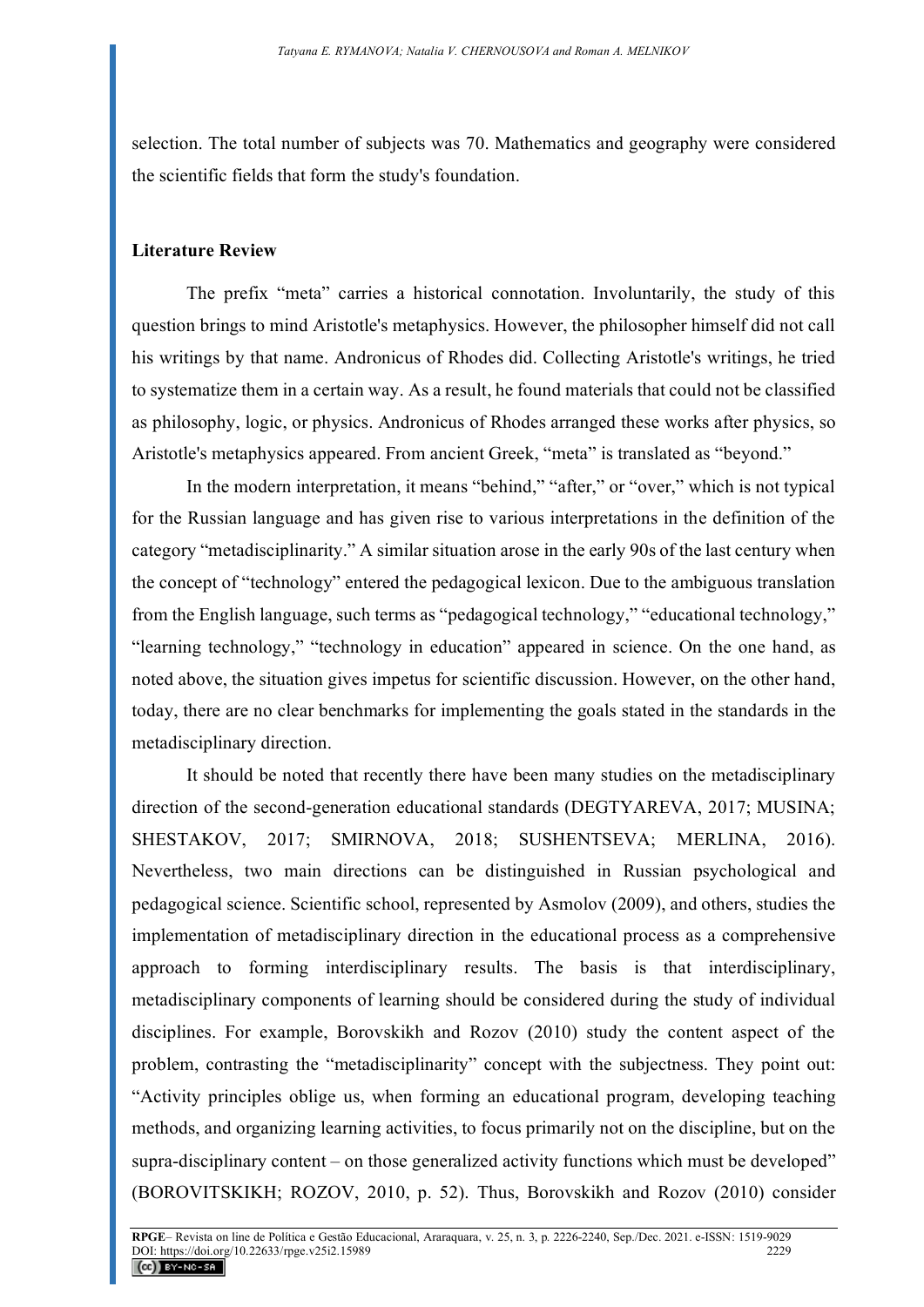selection. The total number of subjects was 70. Mathematics and geography were considered the scientific fields that form the study's foundation.

## Literature Review

The prefix "meta" carries a historical connotation. Involuntarily, the study of this question brings to mind Aristotle's metaphysics. However, the philosopher himself did not call his writings by that name. Andronicus of Rhodes did. Collecting Aristotle's writings, he tried to systematize them in a certain way. As a result, he found materials that could not be classified as philosophy, logic, or physics. Andronicus of Rhodes arranged these works after physics, so Aristotle's metaphysics appeared. From ancient Greek, "meta" is translated as "beyond."

In the modern interpretation, it means "behind," "after," or "over," which is not typical for the Russian language and has given rise to various interpretations in the definition of the category "metadisciplinarity." A similar situation arose in the early 90s of the last century when the concept of "technology" entered the pedagogical lexicon. Due to the ambiguous translation from the English language, such terms as "pedagogical technology," "educational technology," "learning technology," "technology in education" appeared in science. On the one hand, as noted above, the situation gives impetus for scientific discussion. However, on the other hand, today, there are no clear benchmarks for implementing the goals stated in the standards in the metadisciplinary direction.

It should be noted that recently there have been many studies on the metadisciplinary direction of the second-generation educational standards (DEGTYAREVA, 2017; MUSINA; SHESTAKOV, 2017; SMIRNOVA, 2018; SUSHENTSEVA; MERLINA, 2016). Nevertheless, two main directions can be distinguished in Russian psychological and pedagogical science. Scientific school, represented by Asmolov (2009), and others, studies the implementation of metadisciplinary direction in the educational process as a comprehensive approach to forming interdisciplinary results. The basis is that interdisciplinary, metadisciplinary components of learning should be considered during the study of individual disciplines. For example, Borovskikh and Rozov (2010) study the content aspect of the problem, contrasting the "metadisciplinarity" concept with the subjectness. They point out: "Activity principles oblige us, when forming an educational program, developing teaching methods, and organizing learning activities, to focus primarily not on the discipline, but on the supra-disciplinary content – on those generalized activity functions which must be developed" (BOROVITSKIKH; ROZOV, 2010, p. 52). Thus, Borovskikh and Rozov (2010) consider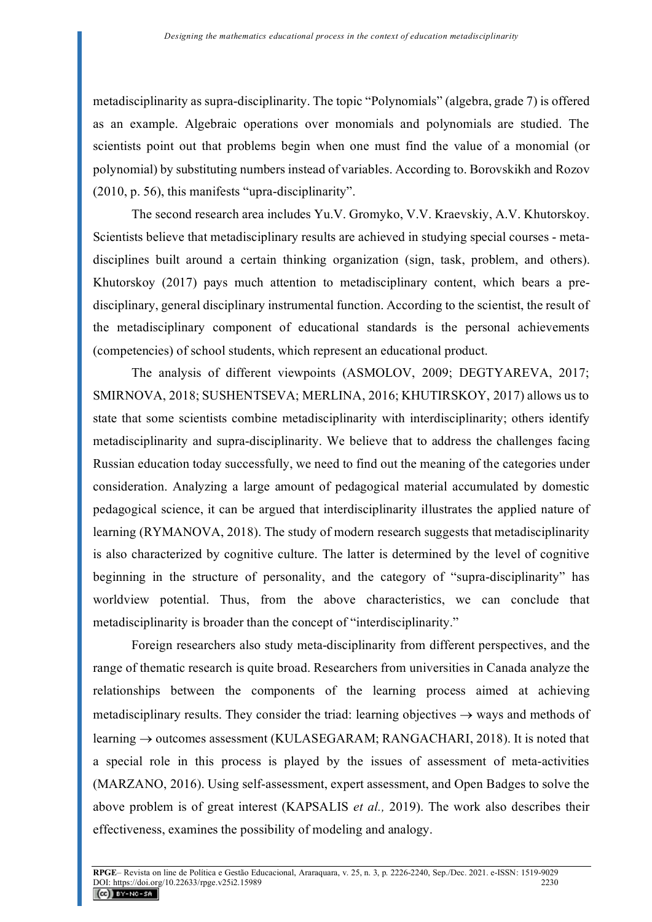metadisciplinarity as supra-disciplinarity. The topic "Polynomials" (algebra, grade 7) is offered as an example. Algebraic operations over monomials and polynomials are studied. The scientists point out that problems begin when one must find the value of a monomial (or polynomial) by substituting numbers instead of variables. According to. Borovskikh and Rozov (2010, p. 56), this manifests "upra-disciplinarity".

The second research area includes Yu.V. Gromyko, V.V. Kraevskiy, A.V. Khutorskoy. Scientists believe that metadisciplinary results are achieved in studying special courses - meta-disciplines built around a certain thinking organization (sign, task, problem, and others). Khutorskoy (2017) pays much attention to metadisciplinary content, which bears a pre-disciplinary, general disciplinary instrumental function. According to the scientist, the result of the metadisciplinary component of educational standards is the personal achievements (competencies) of school students, which represent an educational product.

The analysis of different viewpoints (ASMOLOV, 2009; DEGTYAREVA, 2017; SMIRNOVA, 2018; SUSHENTSEVA; MERLINA, 2016; KHUTIRSKOY, 2017) allows us to state that some scientists combine metadisciplinarity with interdisciplinarity; others identify metadisciplinarity and supra-disciplinarity. We believe that to address the challenges facing Russian education today successfully, we need to find out the meaning of the categories under consideration. Analyzing a large amount of pedagogical material accumulated by domestic pedagogical science, it can be argued that interdisciplinarity illustrates the applied nature of learning (RYMANOVA, 2018). The study of modern research suggests that metadisciplinarity is also characterized by cognitive culture. The latter is determined by the level of cognitive beginning in the structure of personality, and the category of "supra-disciplinarity" has worldview potential. Thus, from the above characteristics, we can conclude that metadisciplinarity is broader than the concept of "interdisciplinarity."

Foreign researchers also study meta-disciplinarity from different perspectives, and the range of thematic research is quite broad. Researchers from universities in Canada analyze the relationships between the components of the learning process aimed at achieving metadisciplinary results. They consider the triad: learning objectives → ways and methods of learning → outcomes assessment (KULASEGARAM; RANGACHARI, 2018). It is noted that a special role in this process is played by the issues of assessment of meta-activities (MARZANO, 2016). Using self-assessment, expert assessment, and Open Badges to solve the above problem is of great interest (KAPSALIS *et al.,* 2019). The work also describes their effectiveness, examines the possibility of modeling and analogy.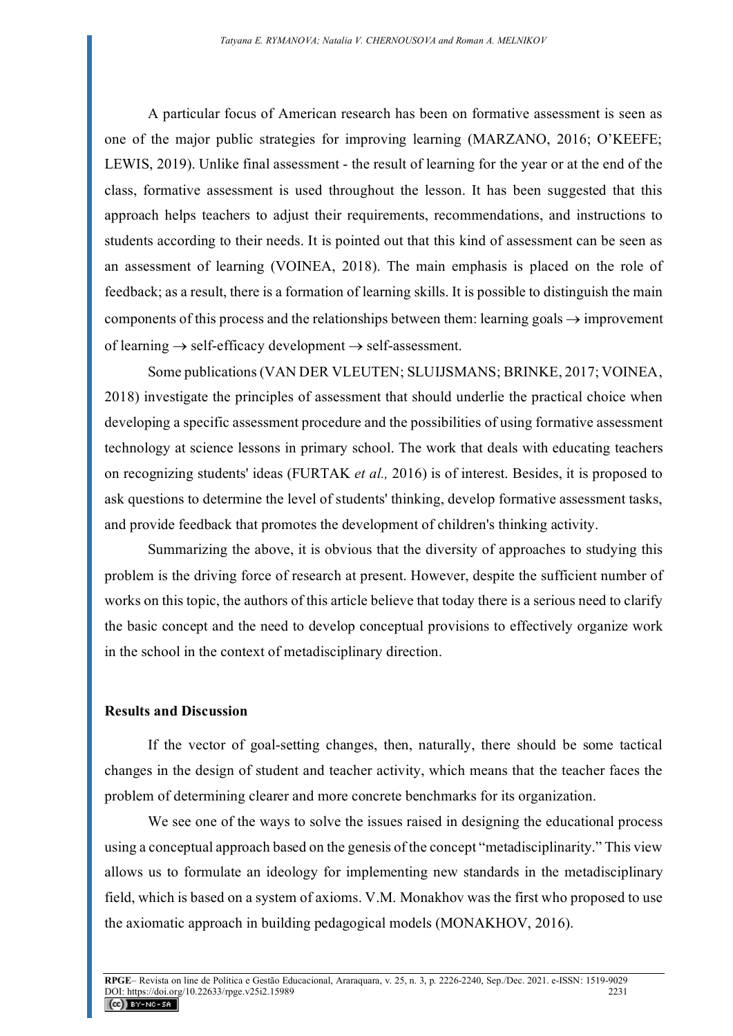A particular focus of American research has been on formative assessment is seen as one of the major public strategies for improving learning (MARZANO, 2016; O'KEEFE; LEWIS, 2019). Unlike final assessment - the result of learning for the year or at the end of the class, formative assessment is used throughout the lesson. It has been suggested that this approach helps teachers to adjust their requirements, recommendations, and instructions to students according to their needs. It is pointed out that this kind of assessment can be seen as an assessment of learning (VOINEA, 2018). The main emphasis is placed on the role of feedback; as a result, there is a formation of learning skills. It is possible to distinguish the main components of this process and the relationships between them: learning goals → improvement of learning → self-efficacy development → self-assessment.

Some publications (VAN DER VLEUTEN; SLUIJSMANS; BRINKE, 2017; VOINEA, 2018) investigate the principles of assessment that should underlie the practical choice when developing a specific assessment procedure and the possibilities of using formative assessment technology at science lessons in primary school. The work that deals with educating teachers on recognizing students' ideas (FURTAK *et al.,* 2016) is of interest. Besides, it is proposed to ask questions to determine the level of students' thinking, develop formative assessment tasks, and provide feedback that promotes the development of children's thinking activity.

Summarizing the above, it is obvious that the diversity of approaches to studying this problem is the driving force of research at present. However, despite the sufficient number of works on this topic, the authors of this article believe that today there is a serious need to clarify the basic concept and the need to develop conceptual provisions to effectively organize work in the school in the context of metadisciplinary direction.

## Results and Discussion

If the vector of goal-setting changes, then, naturally, there should be some tactical changes in the design of student and teacher activity, which means that the teacher faces the problem of determining clearer and more concrete benchmarks for its organization.

We see one of the ways to solve the issues raised in designing the educational process using a conceptual approach based on the genesis of the concept "metadisciplinarity." This view allows us to formulate an ideology for implementing new standards in the metadisciplinary field, which is based on a system of axioms. V.M. Monakhov was the first who proposed to use the axiomatic approach in building pedagogical models (MONAKHOV, 2016).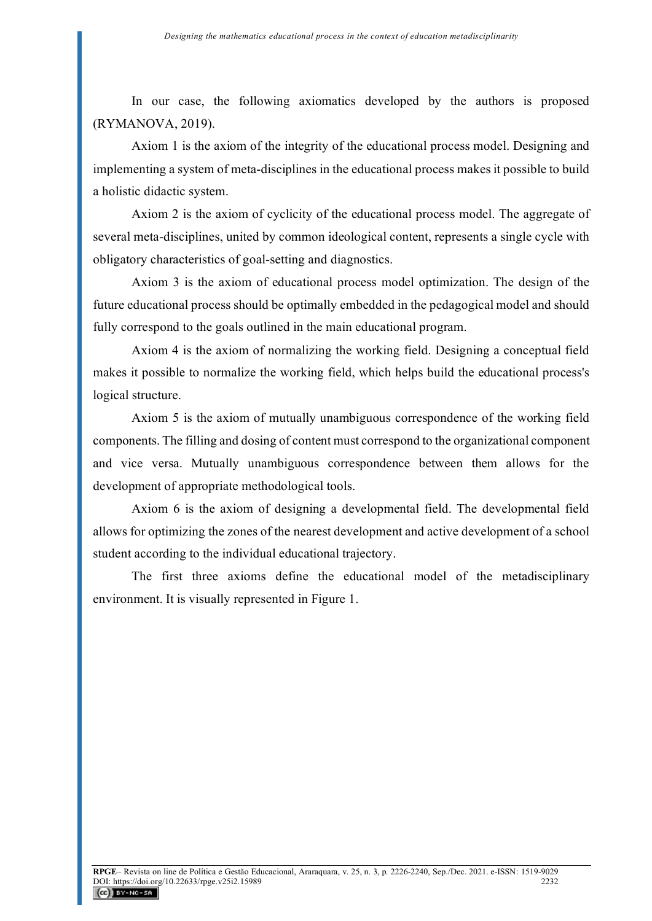In our case, the following axiomatics developed by the authors is proposed (RYMANOVA, 2019).

Axiom 1 is the axiom of the integrity of the educational process model. Designing and implementing a system of meta-disciplines in the educational process makes it possible to build a holistic didactic system.

Axiom 2 is the axiom of cyclicity of the educational process model. The aggregate of several meta-disciplines, united by common ideological content, represents a single cycle with obligatory characteristics of goal-setting and diagnostics.

Axiom 3 is the axiom of educational process model optimization. The design of the future educational process should be optimally embedded in the pedagogical model and should fully correspond to the goals outlined in the main educational program.

Axiom 4 is the axiom of normalizing the working field. Designing a conceptual field makes it possible to normalize the working field, which helps build the educational process's logical structure.

Axiom 5 is the axiom of mutually unambiguous correspondence of the working field components. The filling and dosing of content must correspond to the organizational component and vice versa. Mutually unambiguous correspondence between them allows for the development of appropriate methodological tools.

Axiom 6 is the axiom of designing a developmental field. The developmental field allows for optimizing the zones of the nearest development and active development of a school student according to the individual educational trajectory.

The first three axioms define the educational model of the metadisciplinary environment. It is visually represented in Figure 1.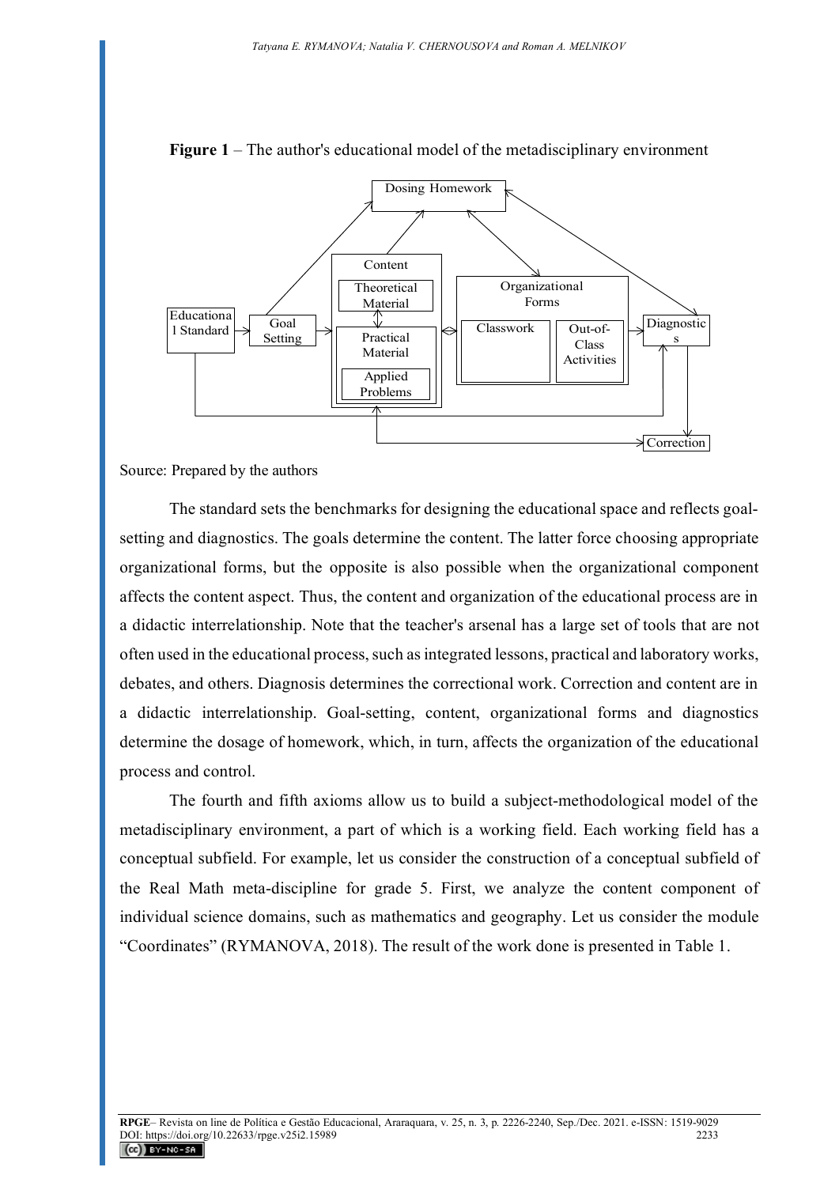**Figure 1** – The author's educational model of the metadisciplinary environment

Source: Prepared by the authors

The standard sets the benchmarks for designing the educational space and reflects goal-setting and diagnostics. The goals determine the content. The latter force choosing appropriate organizational forms, but the opposite is also possible when the organizational component affects the content aspect. Thus, the content and organization of the educational process are in a didactic interrelationship. Note that the teacher's arsenal has a large set of tools that are not often used in the educational process, such as integrated lessons, practical and laboratory works, debates, and others. Diagnosis determines the correctional work. Correction and content are in a didactic interrelationship. Goal-setting, content, organizational forms and diagnostics determine the dosage of homework, which, in turn, affects the organization of the educational process and control.

The fourth and fifth axioms allow us to build a subject-methodological model of the metadisciplinary environment, a part of which is a working field. Each working field has a conceptual subfield. For example, let us consider the construction of a conceptual subfield of the Real Math meta-discipline for grade 5. First, we analyze the content component of individual science domains, such as mathematics and geography. Let us consider the module "Coordinates" (RYMANOVA, 2018). The result of the work done is presented in Table 1.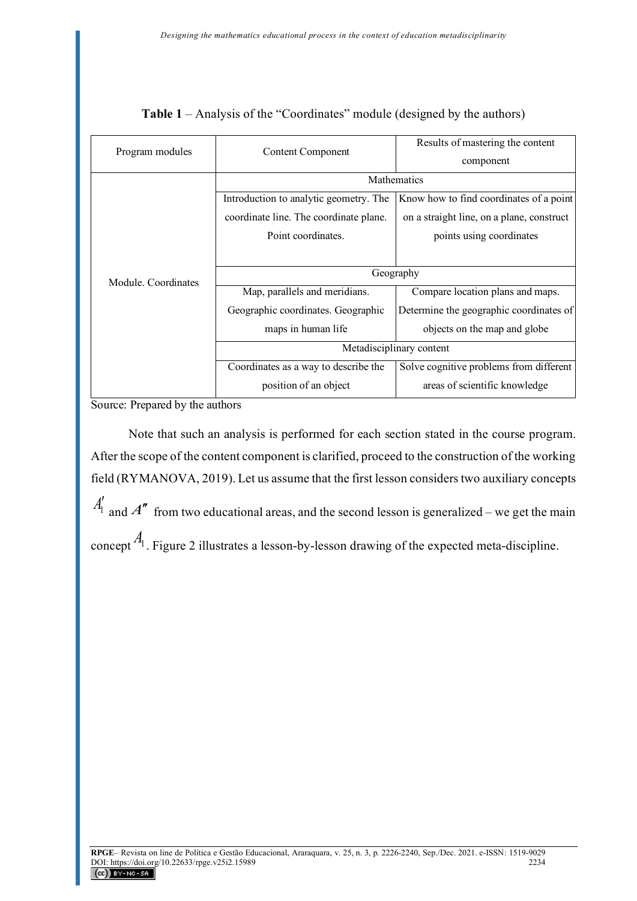**Table 1** – Analysis of the "Coordinates" module (designed by the authors)

| Program modules | Content Component | Results of mastering the content component |
|---|---|---|
| Module. Coordinates | Mathematics | |
| | Introduction to analytic geometry. The coordinate line. The coordinate plane. Point coordinates. | Know how to find coordinates of a point on a straight line, on a plane, construct points using coordinates |
| | Geography | |
| | Map, parallels and meridians. Geographic coordinates. Geographic maps in human life | Compare location plans and maps. Determine the geographic coordinates of objects on the map and globe |
| | Metadisciplinary content | |
| | Coordinates as a way to describe the position of an object | Solve cognitive problems from different areas of scientific knowledge |

Source: Prepared by the authors

Note that such an analysis is performed for each section stated in the course program. After the scope of the content component is clarified, proceed to the construction of the working field (RYMANOVA, 2019). Let us assume that the first lesson considers two auxiliary concepts $A_1'$ and $A''$ from two educational areas, and the second lesson is generalized – we get the main concept $A_1$. Figure 2 illustrates a lesson-by-lesson drawing of the expected meta-discipline.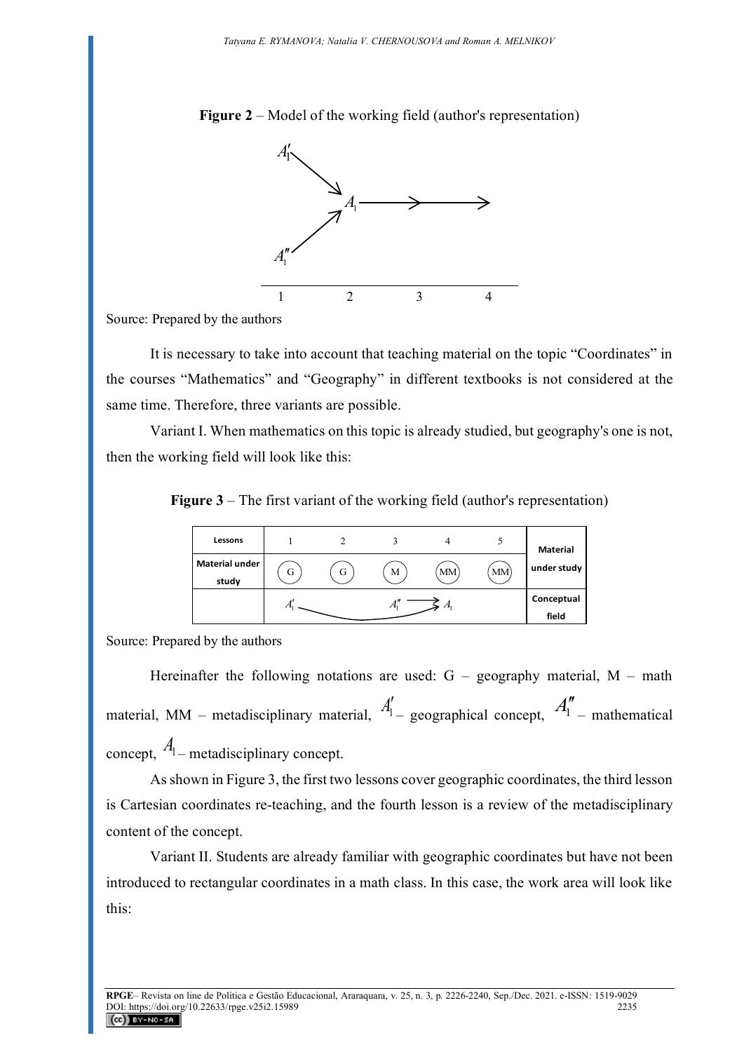**Figure 2** – Model of the working field (author's representation)

Source: Prepared by the authors

It is necessary to take into account that teaching material on the topic "Coordinates" in the courses "Mathematics" and "Geography" in different textbooks is not considered at the same time. Therefore, three variants are possible.

Variant I. When mathematics on this topic is already studied, but geography's one is not, then the working field will look like this:

**Figure 3** – The first variant of the working field (author's representation)

| Lessons | 1 | 2 | 3 | 4 | 5 | Material under study |
|---|---|---|---|---|---|---|
| Material under study | G | G | M | MM | MM | |
| | $A_1'$ | | $A_1''$ | $\rightarrow A_1$ | | Conceptual field |

Source: Prepared by the authors

Hereinafter the following notations are used: G – geography material, M – math material, MM – metadisciplinary material, $A_1'$ – geographical concept, $A_1''$ – mathematical concept, $A_1$ – metadisciplinary concept.

As shown in Figure 3, the first two lessons cover geographic coordinates, the third lesson is Cartesian coordinates re-teaching, and the fourth lesson is a review of the metadisciplinary content of the concept.

Variant II. Students are already familiar with geographic coordinates but have not been introduced to rectangular coordinates in a math class. In this case, the work area will look like this: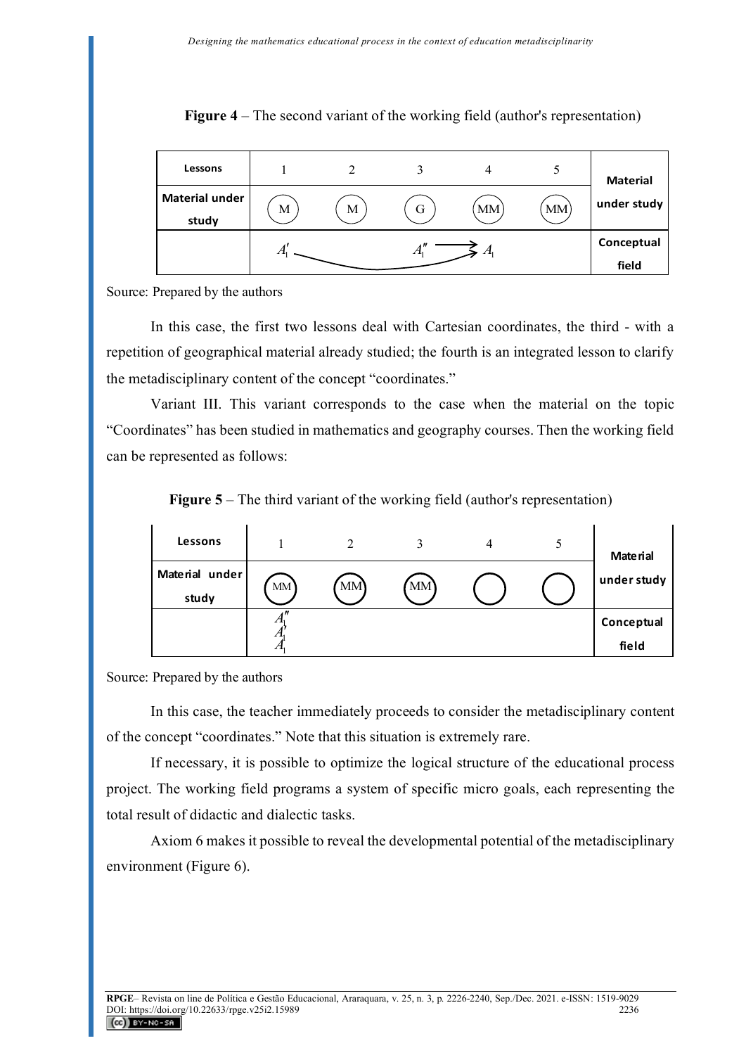**Figure 4** – The second variant of the working field (author's representation)

| Lessons | 1 | 2 | 3 | 4 | 5 | Material under study |
|---|---|---|---|---|---|---|
| Material under study | M | M | G | MM | MM | |
| | $A_1'$ | | $A_1''$ ⟶ | $A_1$ | | Conceptual field |

Source: Prepared by the authors

In this case, the first two lessons deal with Cartesian coordinates, the third - with a repetition of geographical material already studied; the fourth is an integrated lesson to clarify the metadisciplinary content of the concept "coordinates."

Variant III. This variant corresponds to the case when the material on the topic "Coordinates" has been studied in mathematics and geography courses. Then the working field can be represented as follows:

**Figure 5** – The third variant of the working field (author's representation)

| Lessons | 1 | 2 | 3 | 4 | 5 | Material under study |
|---|---|---|---|---|---|---|
| Material under study | MM | MM | MM | | | |
| | $A_1''$ $A_1'$ $A_1$ | | | | | Conceptual field |

Source: Prepared by the authors

In this case, the teacher immediately proceeds to consider the metadisciplinary content of the concept "coordinates." Note that this situation is extremely rare.

If necessary, it is possible to optimize the logical structure of the educational process project. The working field programs a system of specific micro goals, each representing the total result of didactic and dialectic tasks.

Axiom 6 makes it possible to reveal the developmental potential of the metadisciplinary environment (Figure 6).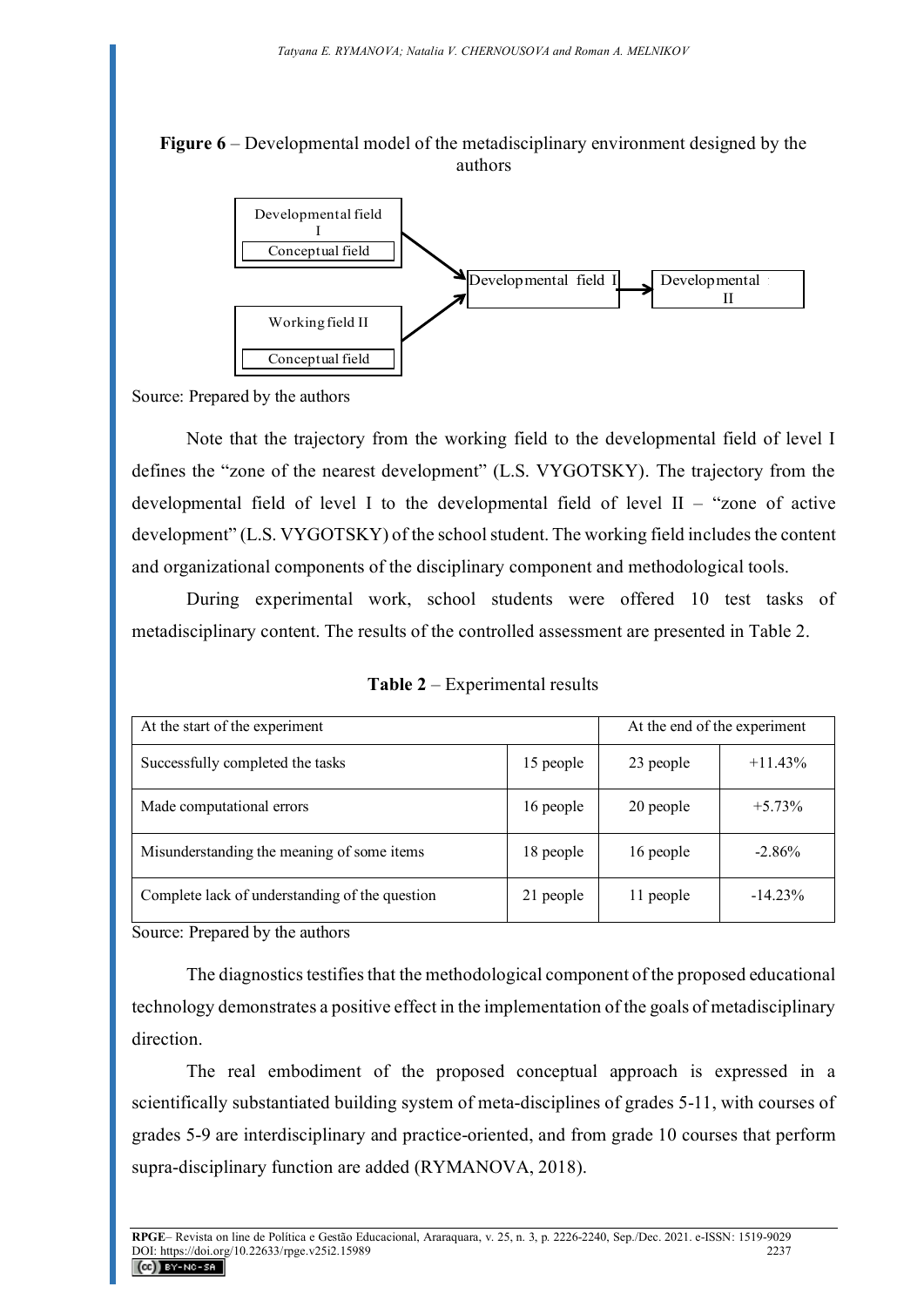**Figure 6** – Developmental model of the metadisciplinary environment designed by the authors

Developmental field I

Conceptual field

Working field II

Conceptual field

Developmental field I

Developmental II

Source: Prepared by the authors

Note that the trajectory from the working field to the developmental field of level I defines the "zone of the nearest development" (L.S. VYGOTSKY). The trajectory from the developmental field of level I to the developmental field of level II – "zone of active development" (L.S. VYGOTSKY) of the school student. The working field includes the content and organizational components of the disciplinary component and methodological tools.

During experimental work, school students were offered 10 test tasks of metadisciplinary content. The results of the controlled assessment are presented in Table 2.

**Table 2** – Experimental results

| At the start of the experiment | | At the end of the experiment | |
|---|---|---|---|
| Successfully completed the tasks | 15 people | 23 people | +11.43% |
| Made computational errors | 16 people | 20 people | +5.73% |
| Misunderstanding the meaning of some items | 18 people | 16 people | -2.86% |
| Complete lack of understanding of the question | 21 people | 11 people | -14.23% |

Source: Prepared by the authors

The diagnostics testifies that the methodological component of the proposed educational technology demonstrates a positive effect in the implementation of the goals of metadisciplinary direction.

The real embodiment of the proposed conceptual approach is expressed in a scientifically substantiated building system of meta-disciplines of grades 5-11, with courses of grades 5-9 are interdisciplinary and practice-oriented, and from grade 10 courses that perform supra-disciplinary function are added (RYMANOVA, 2018).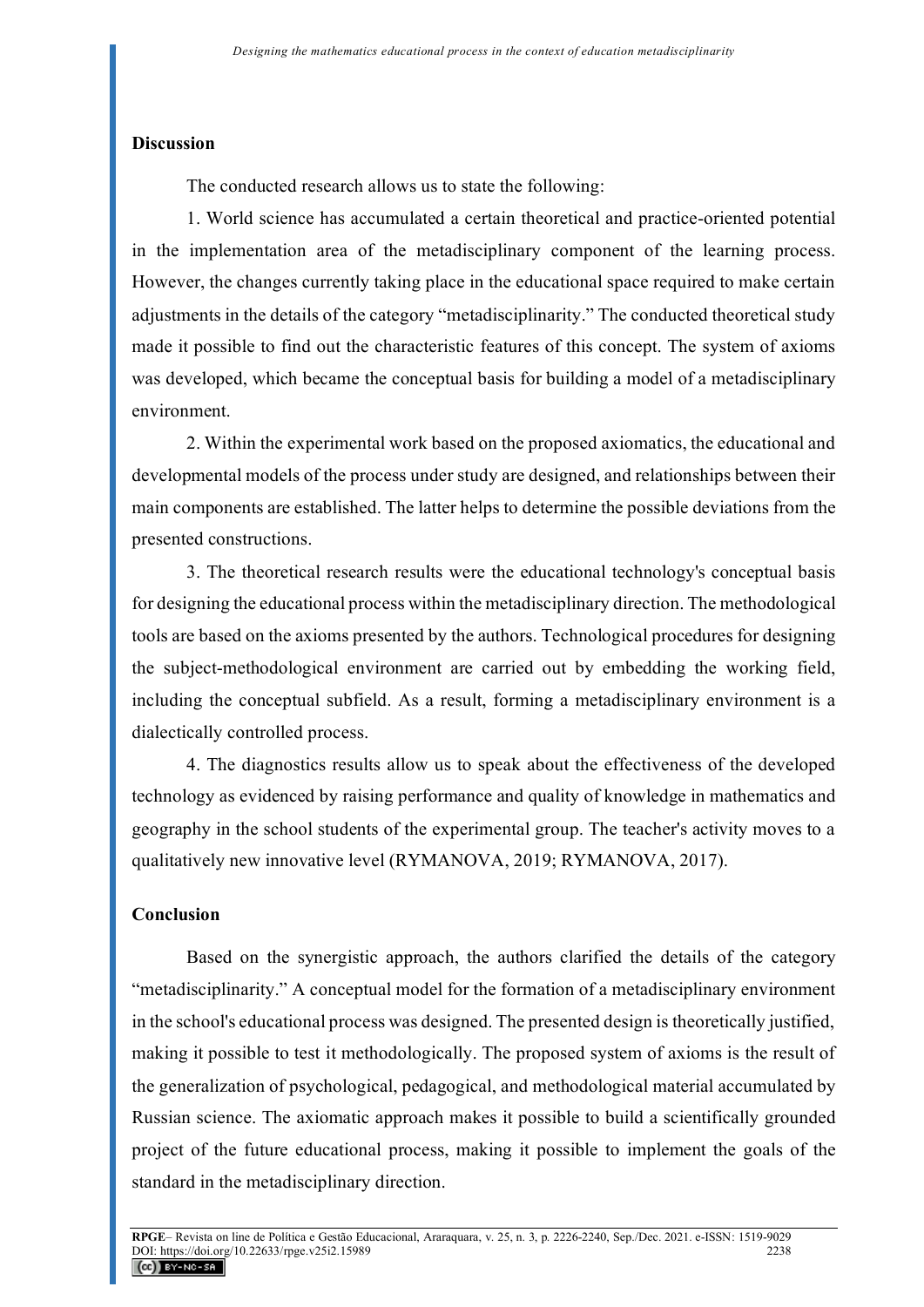## Discussion

The conducted research allows us to state the following:

1. World science has accumulated a certain theoretical and practice-oriented potential in the implementation area of the metadisciplinary component of the learning process. However, the changes currently taking place in the educational space required to make certain adjustments in the details of the category "metadisciplinarity." The conducted theoretical study made it possible to find out the characteristic features of this concept. The system of axioms was developed, which became the conceptual basis for building a model of a metadisciplinary environment.

2. Within the experimental work based on the proposed axiomatics, the educational and developmental models of the process under study are designed, and relationships between their main components are established. The latter helps to determine the possible deviations from the presented constructions.

3. The theoretical research results were the educational technology's conceptual basis for designing the educational process within the metadisciplinary direction. The methodological tools are based on the axioms presented by the authors. Technological procedures for designing the subject-methodological environment are carried out by embedding the working field, including the conceptual subfield. As a result, forming a metadisciplinary environment is a dialectically controlled process.

4. The diagnostics results allow us to speak about the effectiveness of the developed technology as evidenced by raising performance and quality of knowledge in mathematics and geography in the school students of the experimental group. The teacher's activity moves to a qualitatively new innovative level (RYMANOVA, 2019; RYMANOVA, 2017).

## Conclusion

Based on the synergistic approach, the authors clarified the details of the category "metadisciplinarity." A conceptual model for the formation of a metadisciplinary environment in the school's educational process was designed. The presented design is theoretically justified, making it possible to test it methodologically. The proposed system of axioms is the result of the generalization of psychological, pedagogical, and methodological material accumulated by Russian science. The axiomatic approach makes it possible to build a scientifically grounded project of the future educational process, making it possible to implement the goals of the standard in the metadisciplinary direction.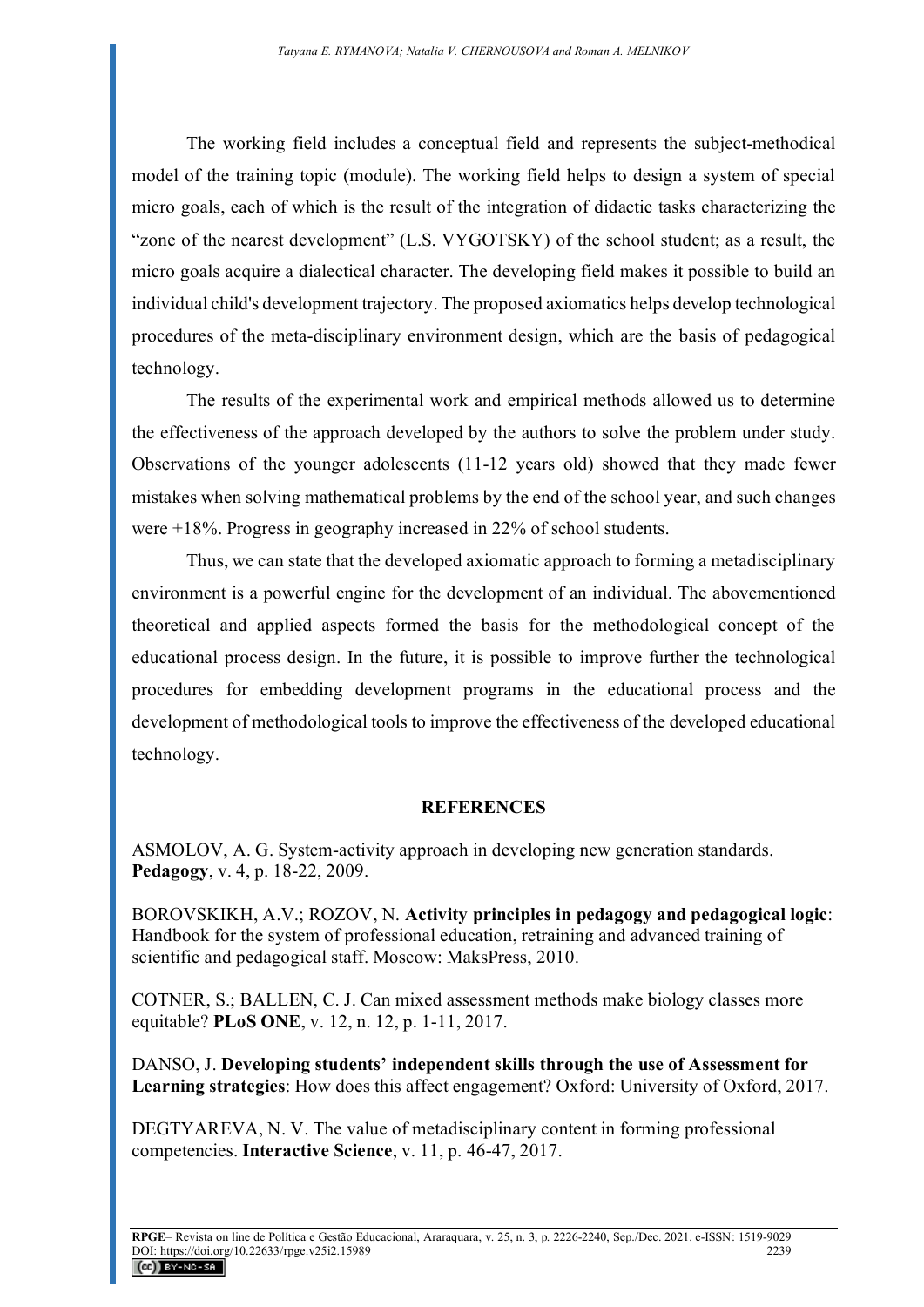The working field includes a conceptual field and represents the subject-methodical model of the training topic (module). The working field helps to design a system of special micro goals, each of which is the result of the integration of didactic tasks characterizing the "zone of the nearest development" (L.S. VYGOTSKY) of the school student; as a result, the micro goals acquire a dialectical character. The developing field makes it possible to build an individual child's development trajectory. The proposed axiomatics helps develop technological procedures of the meta-disciplinary environment design, which are the basis of pedagogical technology.

The results of the experimental work and empirical methods allowed us to determine the effectiveness of the approach developed by the authors to solve the problem under study. Observations of the younger adolescents (11-12 years old) showed that they made fewer mistakes when solving mathematical problems by the end of the school year, and such changes were +18%. Progress in geography increased in 22% of school students.

Thus, we can state that the developed axiomatic approach to forming a metadisciplinary environment is a powerful engine for the development of an individual. The abovementioned theoretical and applied aspects formed the basis for the methodological concept of the educational process design. In the future, it is possible to improve further the technological procedures for embedding development programs in the educational process and the development of methodological tools to improve the effectiveness of the developed educational technology.

## REFERENCES

ASMOLOV, A. G. System-activity approach in developing new generation standards. **Pedagogy**, v. 4, p. 18-22, 2009.

BOROVSKIKH, A.V.; ROZOV, N. **Activity principles in pedagogy and pedagogical logic**: Handbook for the system of professional education, retraining and advanced training of scientific and pedagogical staff. Moscow: MaksPress, 2010.

COTNER, S.; BALLEN, C. J. Can mixed assessment methods make biology classes more equitable? **PLoS ONE**, v. 12, n. 12, p. 1-11, 2017.

DANSO, J. **Developing students' independent skills through the use of Assessment for Learning strategies**: How does this affect engagement? Oxford: University of Oxford, 2017.

DEGTYAREVA, N. V. The value of metadisciplinary content in forming professional competencies. **Interactive Science**, v. 11, p. 46-47, 2017.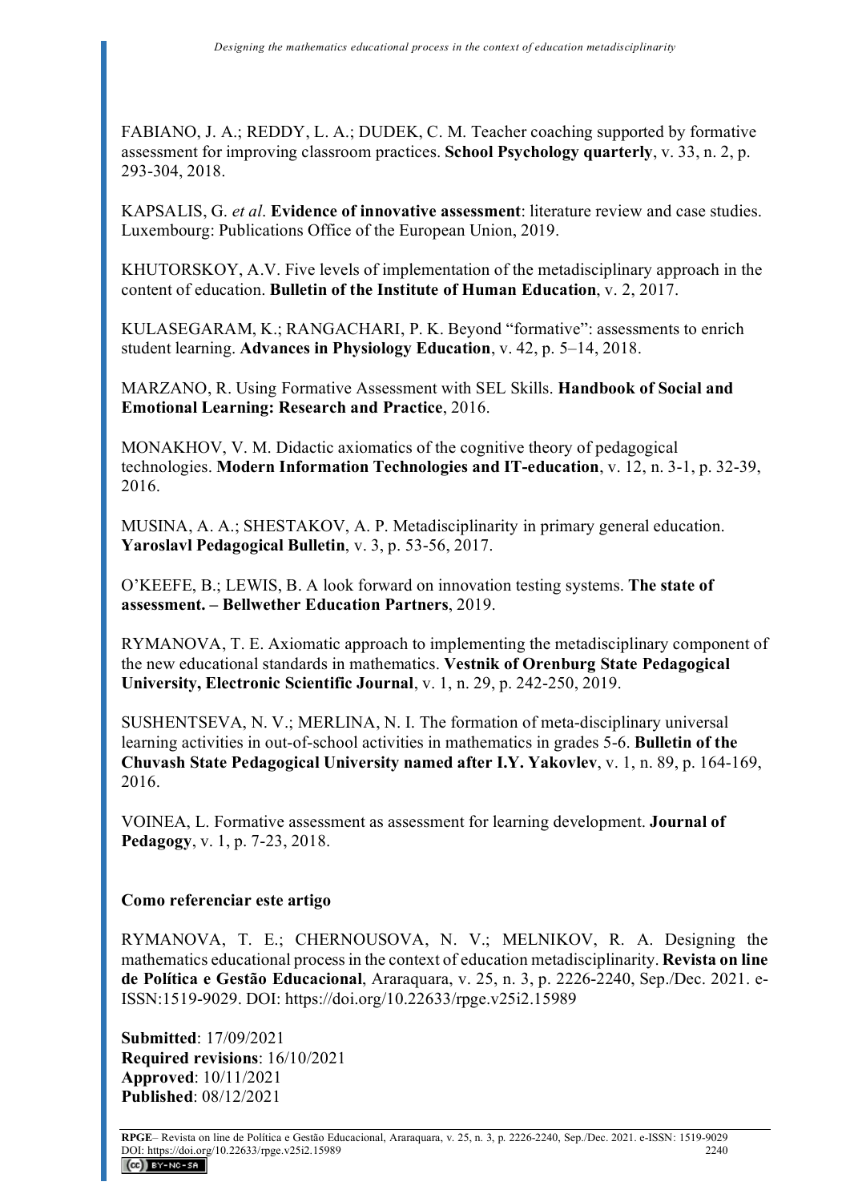FABIANO, J. A.; REDDY, L. A.; DUDEK, C. M. Teacher coaching supported by formative assessment for improving classroom practices. **School Psychology quarterly**, v. 33, n. 2, p. 293-304, 2018.

KAPSALIS, G. *et al*. **Evidence of innovative assessment**: literature review and case studies. Luxembourg: Publications Office of the European Union, 2019.

KHUTORSKOY, A.V. Five levels of implementation of the metadisciplinary approach in the content of education. **Bulletin of the Institute of Human Education**, v. 2, 2017.

KULASEGARAM, K.; RANGACHARI, P. K. Beyond "formative": assessments to enrich student learning. **Advances in Physiology Education**, v. 42, p. 5–14, 2018.

MARZANO, R. Using Formative Assessment with SEL Skills. **Handbook of Social and Emotional Learning: Research and Practice**, 2016.

MONAKHOV, V. M. Didactic axiomatics of the cognitive theory of pedagogical technologies. **Modern Information Technologies and IT-education**, v. 12, n. 3-1, p. 32-39, 2016.

MUSINA, A. A.; SHESTAKOV, A. P. Metadisciplinarity in primary general education. **Yaroslavl Pedagogical Bulletin**, v. 3, p. 53-56, 2017.

O'KEEFE, B.; LEWIS, B. A look forward on innovation testing systems. **The state of assessment. – Bellwether Education Partners**, 2019.

RYMANOVA, T. E. Axiomatic approach to implementing the metadisciplinary component of the new educational standards in mathematics. **Vestnik of Orenburg State Pedagogical University, Electronic Scientific Journal**, v. 1, n. 29, p. 242-250, 2019.

SUSHENTSEVA, N. V.; MERLINA, N. I. The formation of meta-disciplinary universal learning activities in out-of-school activities in mathematics in grades 5-6. **Bulletin of the Chuvash State Pedagogical University named after I.Y. Yakovlev**, v. 1, n. 89, p. 164-169, 2016.

VOINEA, L. Formative assessment as assessment for learning development. **Journal of Pedagogy**, v. 1, p. 7-23, 2018.

**Como referenciar este artigo**

RYMANOVA, T. E.; CHERNOUSOVA, N. V.; MELNIKOV, R. A. Designing the mathematics educational process in the context of education metadisciplinarity. **Revista on line de Política e Gestão Educacional**, Araraquara, v. 25, n. 3, p. 2226-2240, Sep./Dec. 2021. e-ISSN:1519-9029. DOI: https://doi.org/10.22633/rpge.v25i2.15989

**Submitted**: 17/09/2021
**Required revisions**: 16/10/2021
**Approved**: 10/11/2021
**Published**: 08/12/2021